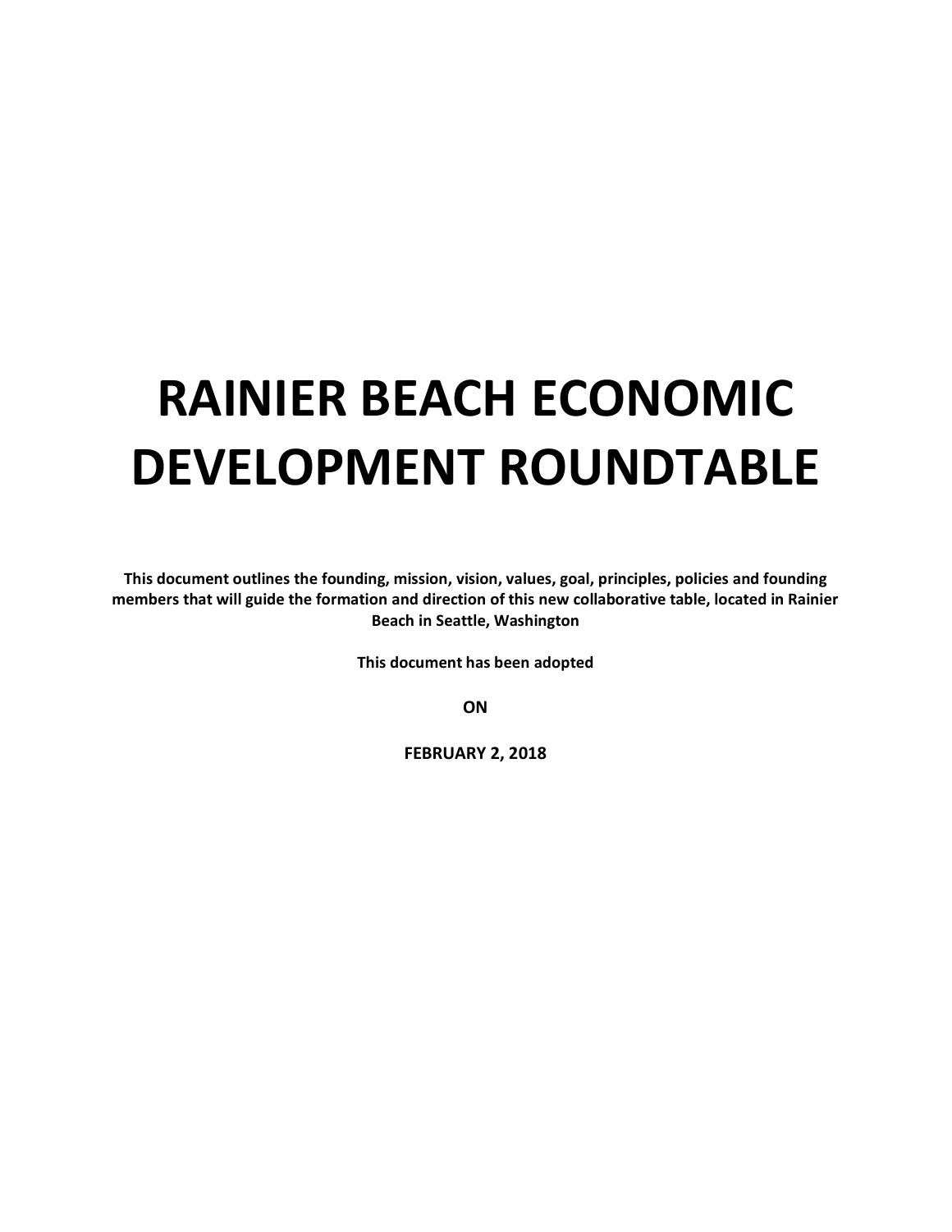# RAINIER BEACH ECONOMIC DEVELOPMENT ROUNDTABLE

**This document outlines the founding, mission, vision, values, goal, principles, policies and founding members that will guide the formation and direction of this new collaborative table, located in Rainier Beach in Seattle, Washington**

**This document has been adopted**

**ON**

**FEBRUARY 2, 2018**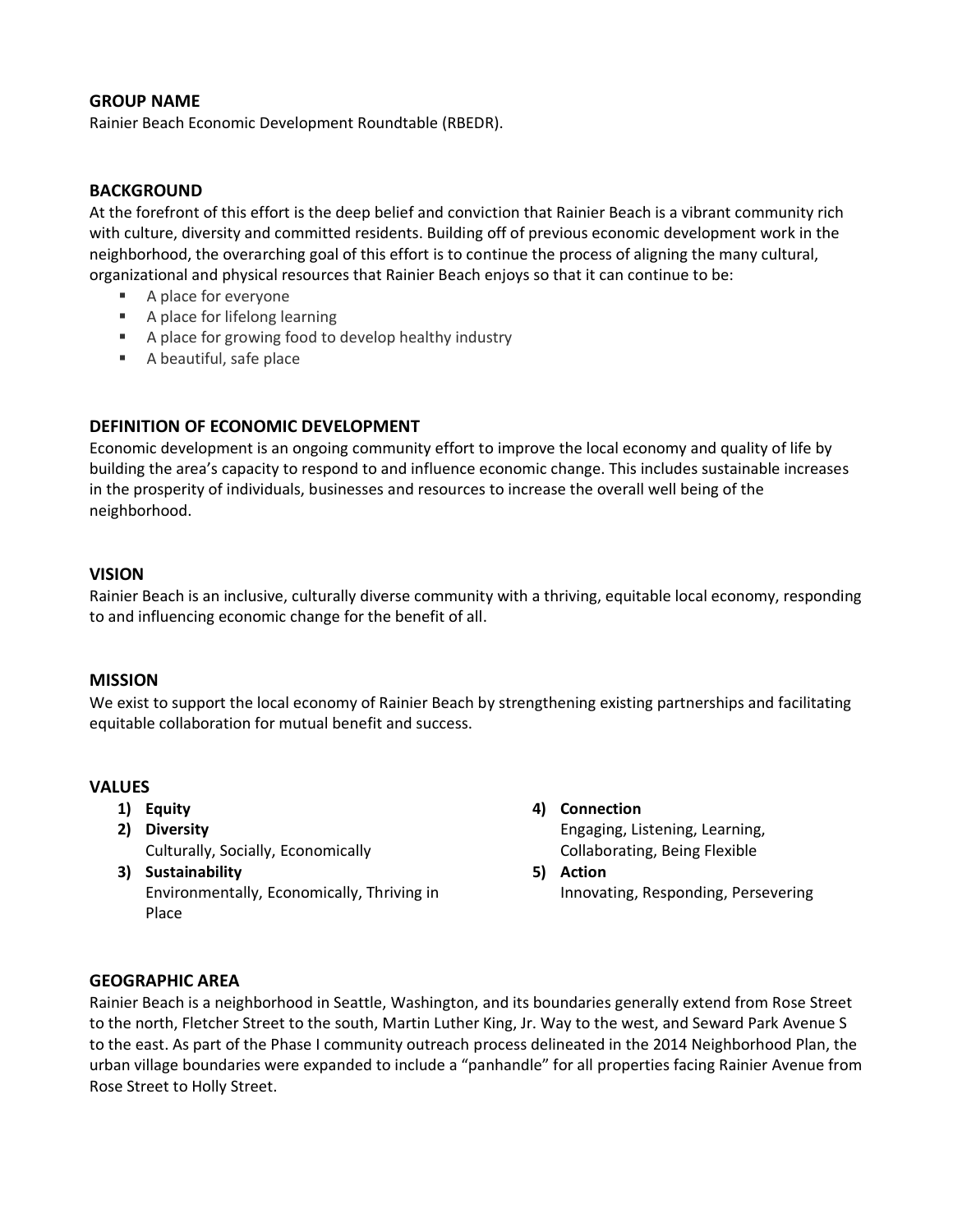## GROUP NAME

Rainier Beach Economic Development Roundtable (RBEDR).

## BACKGROUND

At the forefront of this effort is the deep belief and conviction that Rainier Beach is a vibrant community rich with culture, diversity and committed residents. Building off of previous economic development work in the neighborhood, the overarching goal of this effort is to continue the process of aligning the many cultural, organizational and physical resources that Rainier Beach enjoys so that it can continue to be:

- A place for everyone
- A place for lifelong learning
- A place for growing food to develop healthy industry
- A beautiful, safe place

## DEFINITION OF ECONOMIC DEVELOPMENT

Economic development is an ongoing community effort to improve the local economy and quality of life by building the area's capacity to respond to and influence economic change. This includes sustainable increases in the prosperity of individuals, businesses and resources to increase the overall well being of the neighborhood.

## VISION

Rainier Beach is an inclusive, culturally diverse community with a thriving, equitable local economy, responding to and influencing economic change for the benefit of all.

## MISSION

We exist to support the local economy of Rainier Beach by strengthening existing partnerships and facilitating equitable collaboration for mutual benefit and success.

## VALUES

1) **Equity**
2) **Diversity**
   Culturally, Socially, Economically
3) **Sustainability**
   Environmentally, Economically, Thriving in Place
4) **Connection**
   Engaging, Listening, Learning, Collaborating, Being Flexible
5) **Action**
   Innovating, Responding, Persevering

## GEOGRAPHIC AREA

Rainier Beach is a neighborhood in Seattle, Washington, and its boundaries generally extend from Rose Street to the north, Fletcher Street to the south, Martin Luther King, Jr. Way to the west, and Seward Park Avenue S to the east. As part of the Phase I community outreach process delineated in the 2014 Neighborhood Plan, the urban village boundaries were expanded to include a "panhandle" for all properties facing Rainier Avenue from Rose Street to Holly Street.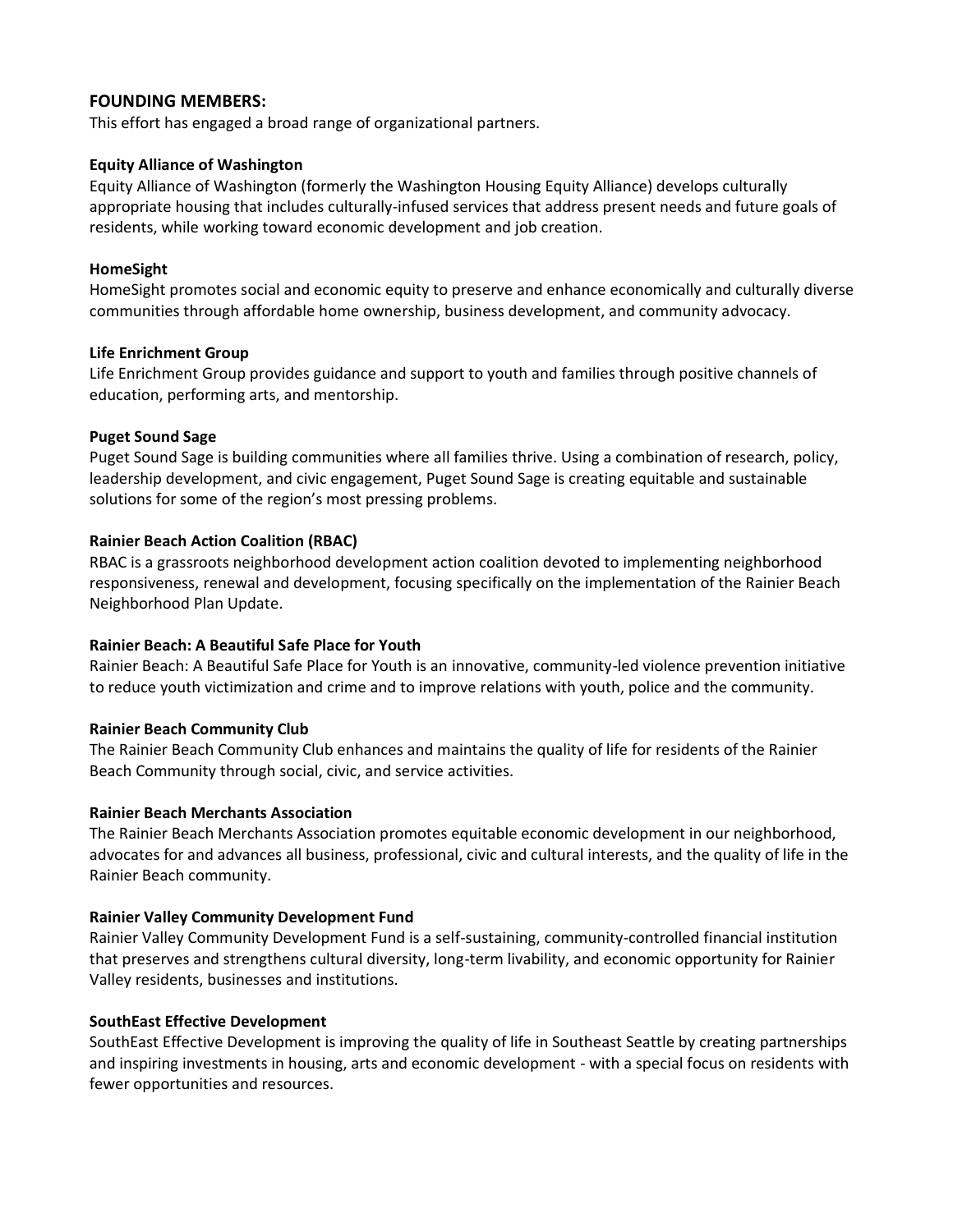## FOUNDING MEMBERS:

This effort has engaged a broad range of organizational partners.

### Equity Alliance of Washington

Equity Alliance of Washington (formerly the Washington Housing Equity Alliance) develops culturally appropriate housing that includes culturally-infused services that address present needs and future goals of residents, while working toward economic development and job creation.

### HomeSight

HomeSight promotes social and economic equity to preserve and enhance economically and culturally diverse communities through affordable home ownership, business development, and community advocacy.

### Life Enrichment Group

Life Enrichment Group provides guidance and support to youth and families through positive channels of education, performing arts, and mentorship.

### Puget Sound Sage

Puget Sound Sage is building communities where all families thrive. Using a combination of research, policy, leadership development, and civic engagement, Puget Sound Sage is creating equitable and sustainable solutions for some of the region's most pressing problems.

### Rainier Beach Action Coalition (RBAC)

RBAC is a grassroots neighborhood development action coalition devoted to implementing neighborhood responsiveness, renewal and development, focusing specifically on the implementation of the Rainier Beach Neighborhood Plan Update.

### Rainier Beach: A Beautiful Safe Place for Youth

Rainier Beach: A Beautiful Safe Place for Youth is an innovative, community-led violence prevention initiative to reduce youth victimization and crime and to improve relations with youth, police and the community.

### Rainier Beach Community Club

The Rainier Beach Community Club enhances and maintains the quality of life for residents of the Rainier Beach Community through social, civic, and service activities.

### Rainier Beach Merchants Association

The Rainier Beach Merchants Association promotes equitable economic development in our neighborhood, advocates for and advances all business, professional, civic and cultural interests, and the quality of life in the Rainier Beach community.

### Rainier Valley Community Development Fund

Rainier Valley Community Development Fund is a self-sustaining, community-controlled financial institution that preserves and strengthens cultural diversity, long-term livability, and economic opportunity for Rainier Valley residents, businesses and institutions.

### SouthEast Effective Development

SouthEast Effective Development is improving the quality of life in Southeast Seattle by creating partnerships and inspiring investments in housing, arts and economic development - with a special focus on residents with fewer opportunities and resources.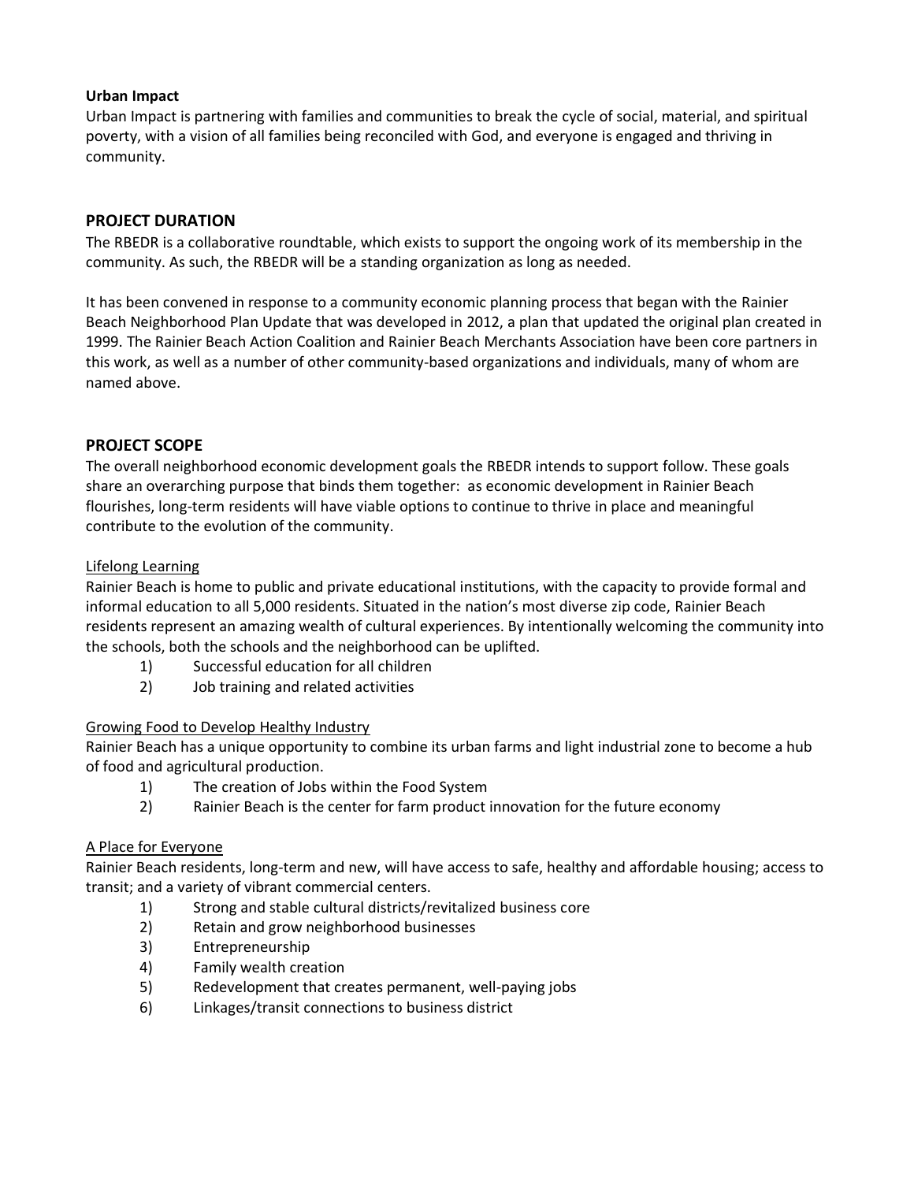**Urban Impact**

Urban Impact is partnering with families and communities to break the cycle of social, material, and spiritual poverty, with a vision of all families being reconciled with God, and everyone is engaged and thriving in community.

## PROJECT DURATION

The RBEDR is a collaborative roundtable, which exists to support the ongoing work of its membership in the community. As such, the RBEDR will be a standing organization as long as needed.

It has been convened in response to a community economic planning process that began with the Rainier Beach Neighborhood Plan Update that was developed in 2012, a plan that updated the original plan created in 1999. The Rainier Beach Action Coalition and Rainier Beach Merchants Association have been core partners in this work, as well as a number of other community-based organizations and individuals, many of whom are named above.

## PROJECT SCOPE

The overall neighborhood economic development goals the RBEDR intends to support follow. These goals share an overarching purpose that binds them together: as economic development in Rainier Beach flourishes, long-term residents will have viable options to continue to thrive in place and meaningful contribute to the evolution of the community.

### Lifelong Learning

Rainier Beach is home to public and private educational institutions, with the capacity to provide formal and informal education to all 5,000 residents. Situated in the nation's most diverse zip code, Rainier Beach residents represent an amazing wealth of cultural experiences. By intentionally welcoming the community into the schools, both the schools and the neighborhood can be uplifted.

1) Successful education for all children
2) Job training and related activities

### Growing Food to Develop Healthy Industry

Rainier Beach has a unique opportunity to combine its urban farms and light industrial zone to become a hub of food and agricultural production.

1) The creation of Jobs within the Food System
2) Rainier Beach is the center for farm product innovation for the future economy

### A Place for Everyone

Rainier Beach residents, long-term and new, will have access to safe, healthy and affordable housing; access to transit; and a variety of vibrant commercial centers.

1) Strong and stable cultural districts/revitalized business core
2) Retain and grow neighborhood businesses
3) Entrepreneurship
4) Family wealth creation
5) Redevelopment that creates permanent, well-paying jobs
6) Linkages/transit connections to business district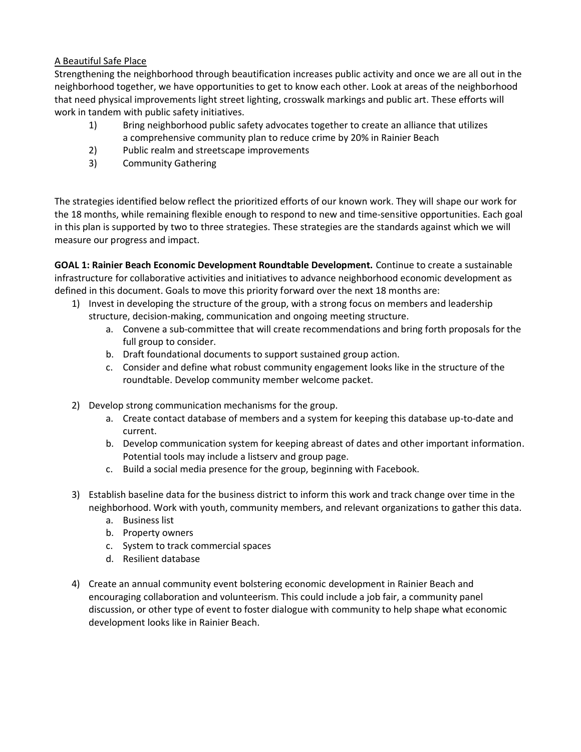A Beautiful Safe Place

Strengthening the neighborhood through beautification increases public activity and once we are all out in the neighborhood together, we have opportunities to get to know each other. Look at areas of the neighborhood that need physical improvements light street lighting, crosswalk markings and public art. These efforts will work in tandem with public safety initiatives.

1) Bring neighborhood public safety advocates together to create an alliance that utilizes a comprehensive community plan to reduce crime by 20% in Rainier Beach
2) Public realm and streetscape improvements
3) Community Gathering

The strategies identified below reflect the prioritized efforts of our known work. They will shape our work for the 18 months, while remaining flexible enough to respond to new and time-sensitive opportunities. Each goal in this plan is supported by two to three strategies. These strategies are the standards against which we will measure our progress and impact.

**GOAL 1: Rainier Beach Economic Development Roundtable Development.** Continue to create a sustainable infrastructure for collaborative activities and initiatives to advance neighborhood economic development as defined in this document. Goals to move this priority forward over the next 18 months are:

1) Invest in developing the structure of the group, with a strong focus on members and leadership structure, decision-making, communication and ongoing meeting structure.
    a. Convene a sub-committee that will create recommendations and bring forth proposals for the full group to consider.
    b. Draft foundational documents to support sustained group action.
    c. Consider and define what robust community engagement looks like in the structure of the roundtable. Develop community member welcome packet.

2) Develop strong communication mechanisms for the group.
    a. Create contact database of members and a system for keeping this database up-to-date and current.
    b. Develop communication system for keeping abreast of dates and other important information. Potential tools may include a listserv and group page.
    c. Build a social media presence for the group, beginning with Facebook.

3) Establish baseline data for the business district to inform this work and track change over time in the neighborhood. Work with youth, community members, and relevant organizations to gather this data.
    a. Business list
    b. Property owners
    c. System to track commercial spaces
    d. Resilient database

4) Create an annual community event bolstering economic development in Rainier Beach and encouraging collaboration and volunteerism. This could include a job fair, a community panel discussion, or other type of event to foster dialogue with community to help shape what economic development looks like in Rainier Beach.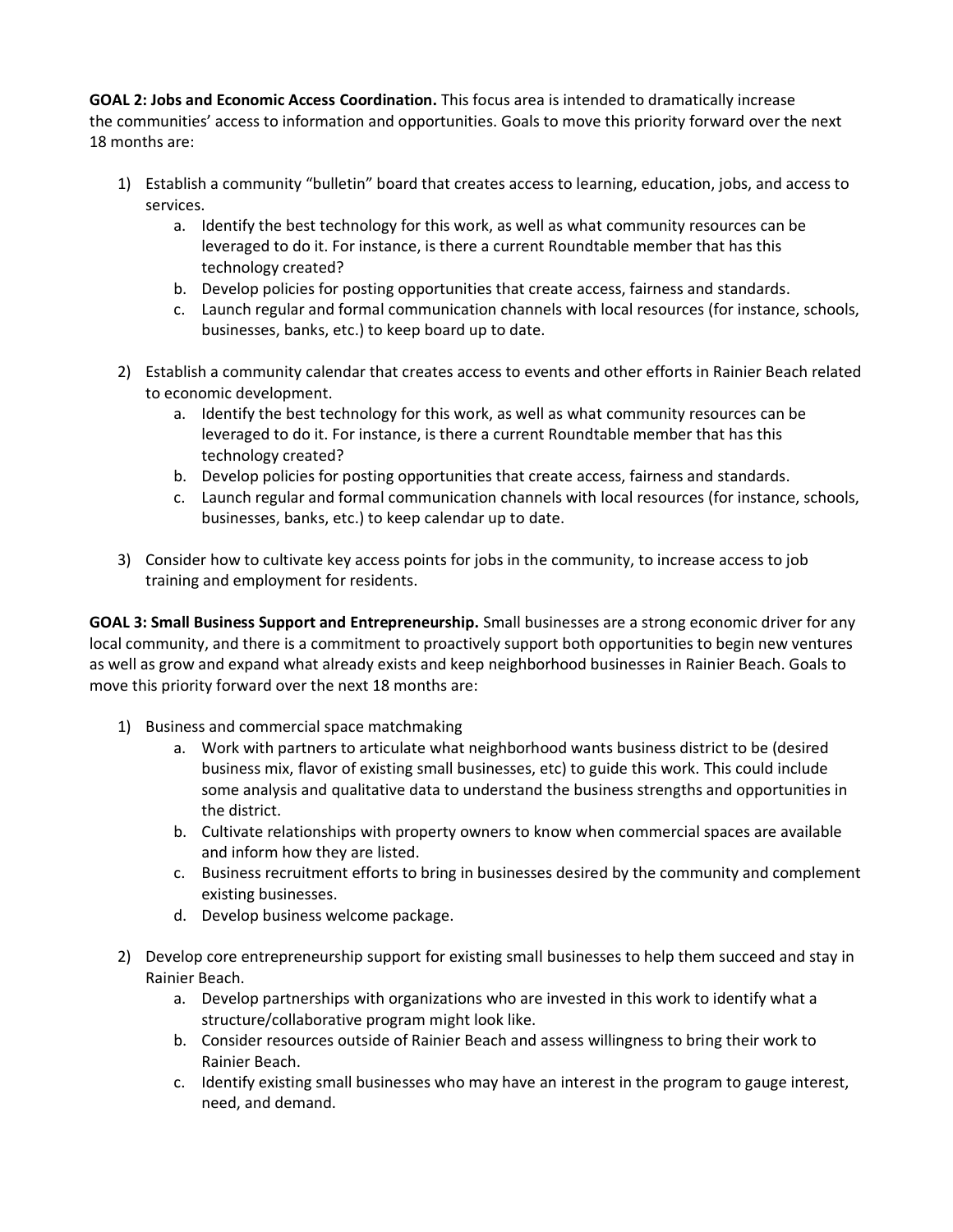**GOAL 2: Jobs and Economic Access Coordination.** This focus area is intended to dramatically increase the communities' access to information and opportunities. Goals to move this priority forward over the next 18 months are:

1) Establish a community "bulletin" board that creates access to learning, education, jobs, and access to services.
    a. Identify the best technology for this work, as well as what community resources can be leveraged to do it. For instance, is there a current Roundtable member that has this technology created?
    b. Develop policies for posting opportunities that create access, fairness and standards.
    c. Launch regular and formal communication channels with local resources (for instance, schools, businesses, banks, etc.) to keep board up to date.

2) Establish a community calendar that creates access to events and other efforts in Rainier Beach related to economic development.
    a. Identify the best technology for this work, as well as what community resources can be leveraged to do it. For instance, is there a current Roundtable member that has this technology created?
    b. Develop policies for posting opportunities that create access, fairness and standards.
    c. Launch regular and formal communication channels with local resources (for instance, schools, businesses, banks, etc.) to keep calendar up to date.

3) Consider how to cultivate key access points for jobs in the community, to increase access to job training and employment for residents.

**GOAL 3: Small Business Support and Entrepreneurship.** Small businesses are a strong economic driver for any local community, and there is a commitment to proactively support both opportunities to begin new ventures as well as grow and expand what already exists and keep neighborhood businesses in Rainier Beach. Goals to move this priority forward over the next 18 months are:

1) Business and commercial space matchmaking
    a. Work with partners to articulate what neighborhood wants business district to be (desired business mix, flavor of existing small businesses, etc) to guide this work. This could include some analysis and qualitative data to understand the business strengths and opportunities in the district.
    b. Cultivate relationships with property owners to know when commercial spaces are available and inform how they are listed.
    c. Business recruitment efforts to bring in businesses desired by the community and complement existing businesses.
    d. Develop business welcome package.

2) Develop core entrepreneurship support for existing small businesses to help them succeed and stay in Rainier Beach.
    a. Develop partnerships with organizations who are invested in this work to identify what a structure/collaborative program might look like.
    b. Consider resources outside of Rainier Beach and assess willingness to bring their work to Rainier Beach.
    c. Identify existing small businesses who may have an interest in the program to gauge interest, need, and demand.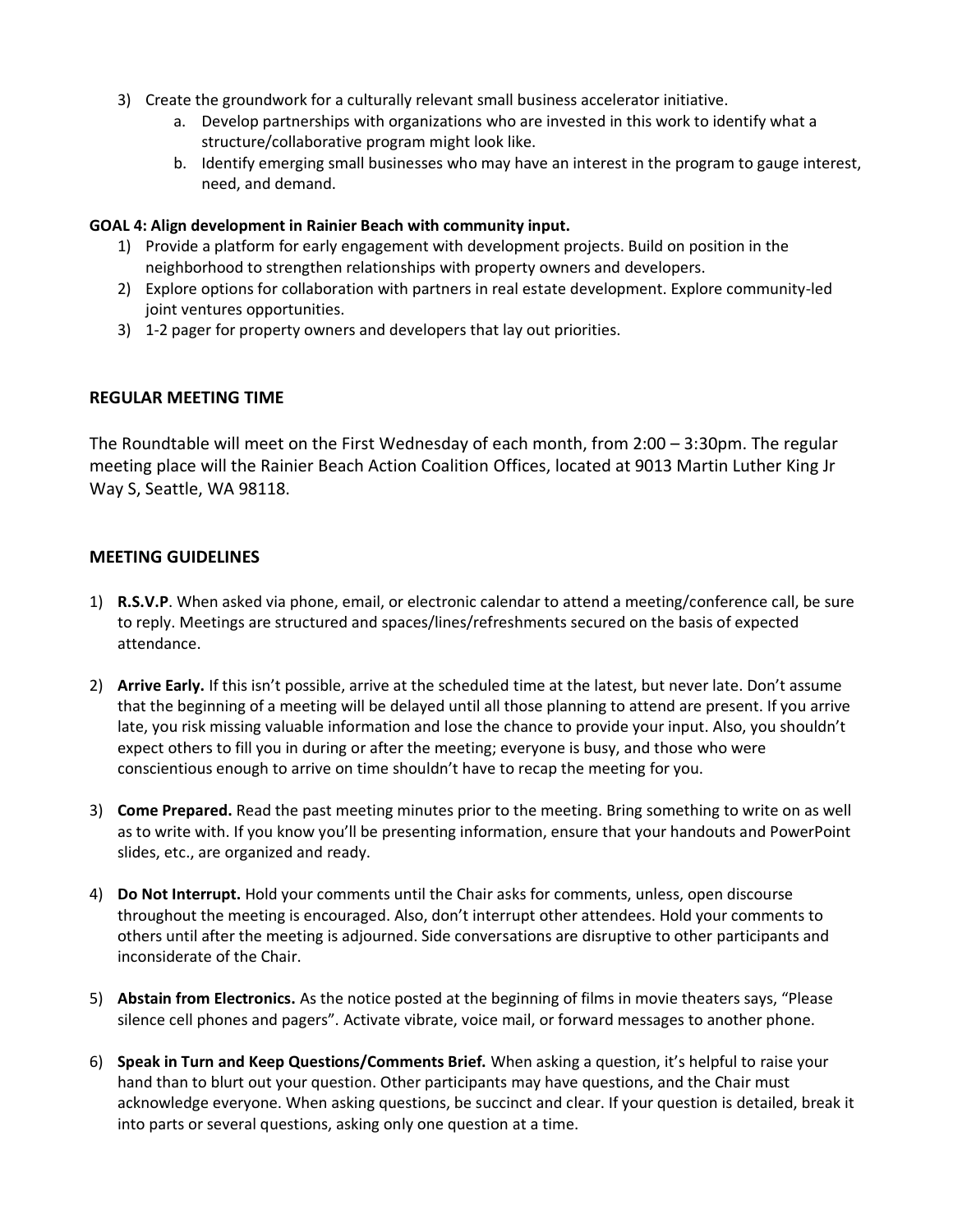3) Create the groundwork for a culturally relevant small business accelerator initiative.
    a. Develop partnerships with organizations who are invested in this work to identify what a structure/collaborative program might look like.
    b. Identify emerging small businesses who may have an interest in the program to gauge interest, need, and demand.

**GOAL 4: Align development in Rainier Beach with community input.**

1) Provide a platform for early engagement with development projects. Build on position in the neighborhood to strengthen relationships with property owners and developers.
2) Explore options for collaboration with partners in real estate development. Explore community-led joint ventures opportunities.
3) 1-2 pager for property owners and developers that lay out priorities.

## REGULAR MEETING TIME

The Roundtable will meet on the First Wednesday of each month, from 2:00 – 3:30pm. The regular meeting place will the Rainier Beach Action Coalition Offices, located at 9013 Martin Luther King Jr Way S, Seattle, WA 98118.

## MEETING GUIDELINES

1) **R.S.V.P**. When asked via phone, email, or electronic calendar to attend a meeting/conference call, be sure to reply. Meetings are structured and spaces/lines/refreshments secured on the basis of expected attendance.

2) **Arrive Early.** If this isn't possible, arrive at the scheduled time at the latest, but never late. Don't assume that the beginning of a meeting will be delayed until all those planning to attend are present. If you arrive late, you risk missing valuable information and lose the chance to provide your input. Also, you shouldn't expect others to fill you in during or after the meeting; everyone is busy, and those who were conscientious enough to arrive on time shouldn't have to recap the meeting for you.

3) **Come Prepared.** Read the past meeting minutes prior to the meeting. Bring something to write on as well as to write with. If you know you'll be presenting information, ensure that your handouts and PowerPoint slides, etc., are organized and ready.

4) **Do Not Interrupt.** Hold your comments until the Chair asks for comments, unless, open discourse throughout the meeting is encouraged. Also, don't interrupt other attendees. Hold your comments to others until after the meeting is adjourned. Side conversations are disruptive to other participants and inconsiderate of the Chair.

5) **Abstain from Electronics.** As the notice posted at the beginning of films in movie theaters says, "Please silence cell phones and pagers". Activate vibrate, voice mail, or forward messages to another phone.

6) **Speak in Turn and Keep Questions/Comments Brief.** When asking a question, it's helpful to raise your hand than to blurt out your question. Other participants may have questions, and the Chair must acknowledge everyone. When asking questions, be succinct and clear. If your question is detailed, break it into parts or several questions, asking only one question at a time.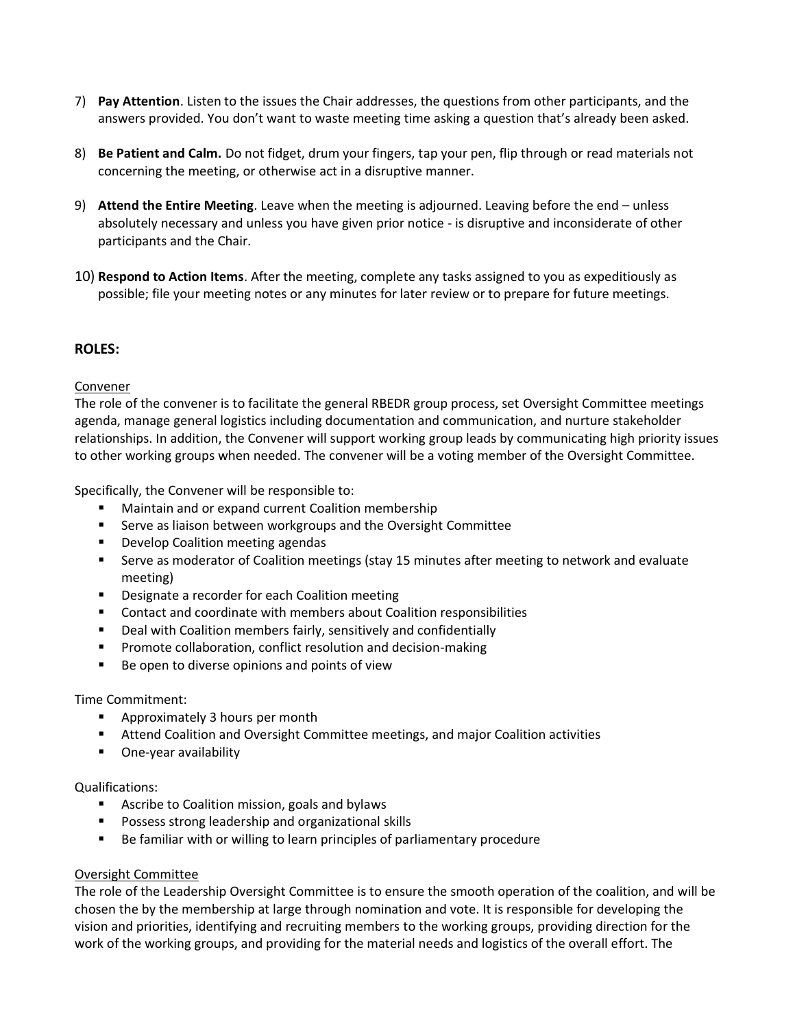7) **Pay Attention**. Listen to the issues the Chair addresses, the questions from other participants, and the answers provided. You don't want to waste meeting time asking a question that's already been asked.

8) **Be Patient and Calm.** Do not fidget, drum your fingers, tap your pen, flip through or read materials not concerning the meeting, or otherwise act in a disruptive manner.

9) **Attend the Entire Meeting**. Leave when the meeting is adjourned. Leaving before the end – unless absolutely necessary and unless you have given prior notice - is disruptive and inconsiderate of other participants and the Chair.

10) **Respond to Action Items**. After the meeting, complete any tasks assigned to you as expeditiously as possible; file your meeting notes or any minutes for later review or to prepare for future meetings.

## ROLES:

<u>Convener</u>

The role of the convener is to facilitate the general RBEDR group process, set Oversight Committee meetings agenda, manage general logistics including documentation and communication, and nurture stakeholder relationships. In addition, the Convener will support working group leads by communicating high priority issues to other working groups when needed. The convener will be a voting member of the Oversight Committee.

Specifically, the Convener will be responsible to:

- Maintain and or expand current Coalition membership
- Serve as liaison between workgroups and the Oversight Committee
- Develop Coalition meeting agendas
- Serve as moderator of Coalition meetings (stay 15 minutes after meeting to network and evaluate meeting)
- Designate a recorder for each Coalition meeting
- Contact and coordinate with members about Coalition responsibilities
- Deal with Coalition members fairly, sensitively and confidentially
- Promote collaboration, conflict resolution and decision-making
- Be open to diverse opinions and points of view

Time Commitment:

- Approximately 3 hours per month
- Attend Coalition and Oversight Committee meetings, and major Coalition activities
- One-year availability

Qualifications:

- Ascribe to Coalition mission, goals and bylaws
- Possess strong leadership and organizational skills
- Be familiar with or willing to learn principles of parliamentary procedure

<u>Oversight Committee</u>

The role of the Leadership Oversight Committee is to ensure the smooth operation of the coalition, and will be chosen the by the membership at large through nomination and vote. It is responsible for developing the vision and priorities, identifying and recruiting members to the working groups, providing direction for the work of the working groups, and providing for the material needs and logistics of the overall effort. The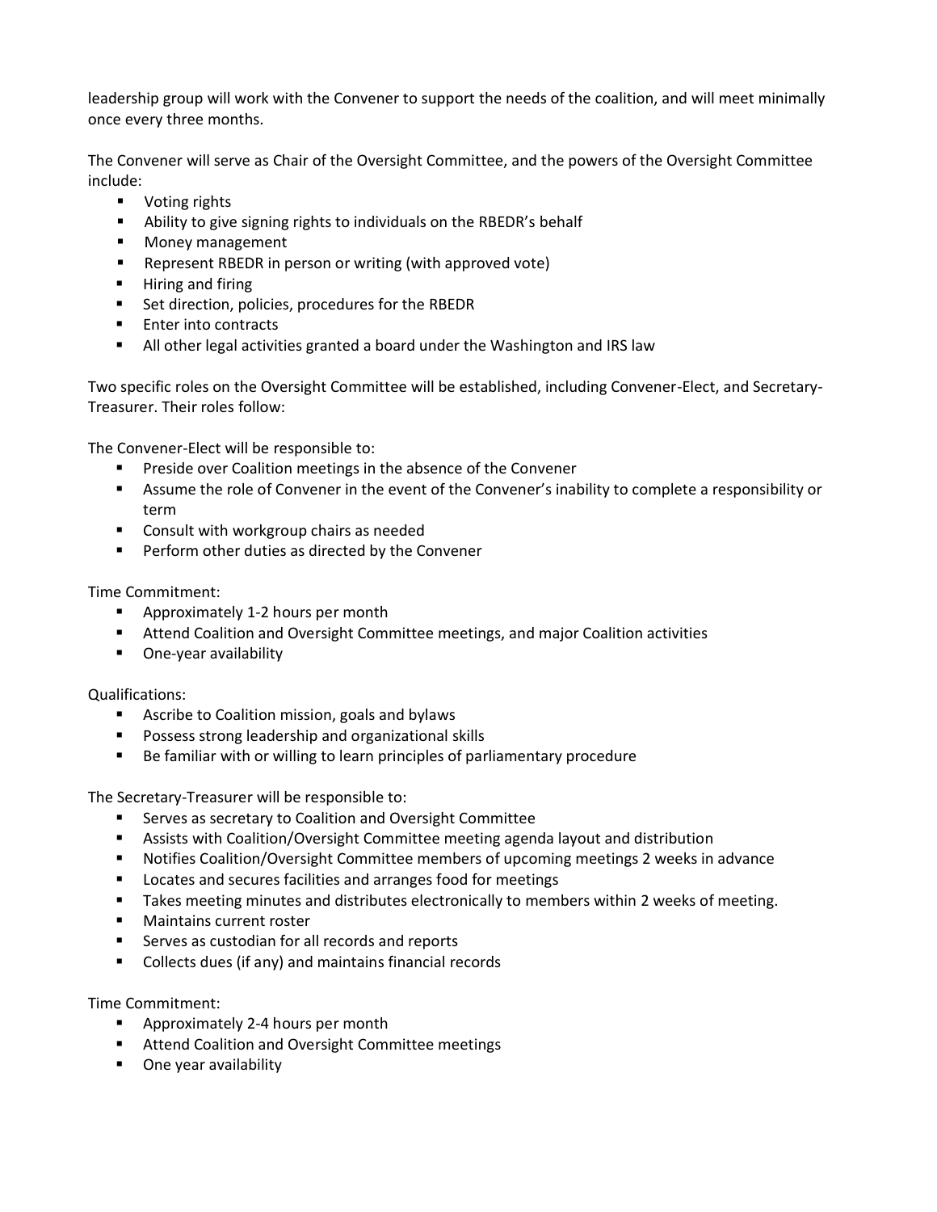leadership group will work with the Convener to support the needs of the coalition, and will meet minimally once every three months.

The Convener will serve as Chair of the Oversight Committee, and the powers of the Oversight Committee include:

- Voting rights
- Ability to give signing rights to individuals on the RBEDR's behalf
- Money management
- Represent RBEDR in person or writing (with approved vote)
- Hiring and firing
- Set direction, policies, procedures for the RBEDR
- Enter into contracts
- All other legal activities granted a board under the Washington and IRS law

Two specific roles on the Oversight Committee will be established, including Convener-Elect, and Secretary-Treasurer. Their roles follow:

The Convener-Elect will be responsible to:

- Preside over Coalition meetings in the absence of the Convener
- Assume the role of Convener in the event of the Convener's inability to complete a responsibility or term
- Consult with workgroup chairs as needed
- Perform other duties as directed by the Convener

Time Commitment:

- Approximately 1-2 hours per month
- Attend Coalition and Oversight Committee meetings, and major Coalition activities
- One-year availability

Qualifications:

- Ascribe to Coalition mission, goals and bylaws
- Possess strong leadership and organizational skills
- Be familiar with or willing to learn principles of parliamentary procedure

The Secretary-Treasurer will be responsible to:

- Serves as secretary to Coalition and Oversight Committee
- Assists with Coalition/Oversight Committee meeting agenda layout and distribution
- Notifies Coalition/Oversight Committee members of upcoming meetings 2 weeks in advance
- Locates and secures facilities and arranges food for meetings
- Takes meeting minutes and distributes electronically to members within 2 weeks of meeting.
- Maintains current roster
- Serves as custodian for all records and reports
- Collects dues (if any) and maintains financial records

Time Commitment:

- Approximately 2-4 hours per month
- Attend Coalition and Oversight Committee meetings
- One year availability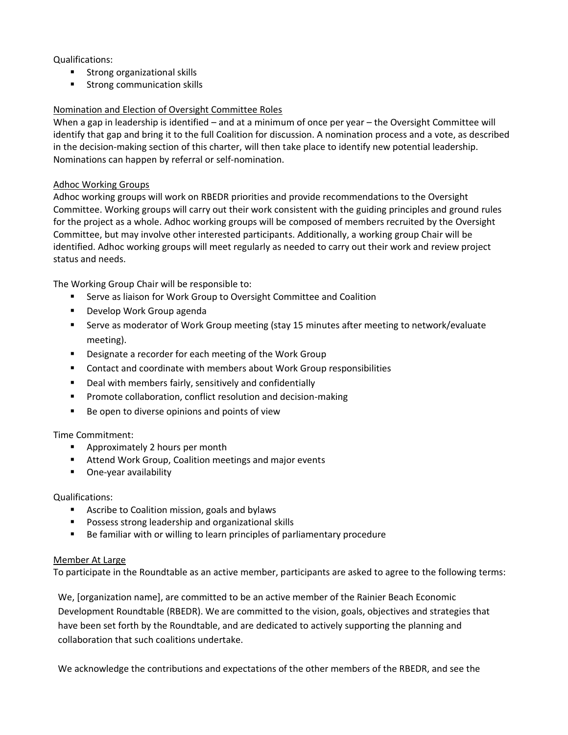Qualifications:

- Strong organizational skills
- Strong communication skills

Nomination and Election of Oversight Committee Roles

When a gap in leadership is identified – and at a minimum of once per year – the Oversight Committee will identify that gap and bring it to the full Coalition for discussion. A nomination process and a vote, as described in the decision-making section of this charter, will then take place to identify new potential leadership. Nominations can happen by referral or self-nomination.

Adhoc Working Groups

Adhoc working groups will work on RBEDR priorities and provide recommendations to the Oversight Committee. Working groups will carry out their work consistent with the guiding principles and ground rules for the project as a whole. Adhoc working groups will be composed of members recruited by the Oversight Committee, but may involve other interested participants. Additionally, a working group Chair will be identified. Adhoc working groups will meet regularly as needed to carry out their work and review project status and needs.

The Working Group Chair will be responsible to:

- Serve as liaison for Work Group to Oversight Committee and Coalition
- Develop Work Group agenda
- Serve as moderator of Work Group meeting (stay 15 minutes after meeting to network/evaluate meeting).
- Designate a recorder for each meeting of the Work Group
- Contact and coordinate with members about Work Group responsibilities
- Deal with members fairly, sensitively and confidentially
- Promote collaboration, conflict resolution and decision-making
- Be open to diverse opinions and points of view

Time Commitment:

- Approximately 2 hours per month
- Attend Work Group, Coalition meetings and major events
- One-year availability

Qualifications:

- Ascribe to Coalition mission, goals and bylaws
- Possess strong leadership and organizational skills
- Be familiar with or willing to learn principles of parliamentary procedure

Member At Large

To participate in the Roundtable as an active member, participants are asked to agree to the following terms:

> We, [organization name], are committed to be an active member of the Rainier Beach Economic Development Roundtable (RBEDR). We are committed to the vision, goals, objectives and strategies that have been set forth by the Roundtable, and are dedicated to actively supporting the planning and collaboration that such coalitions undertake.
>
> We acknowledge the contributions and expectations of the other members of the RBEDR, and see the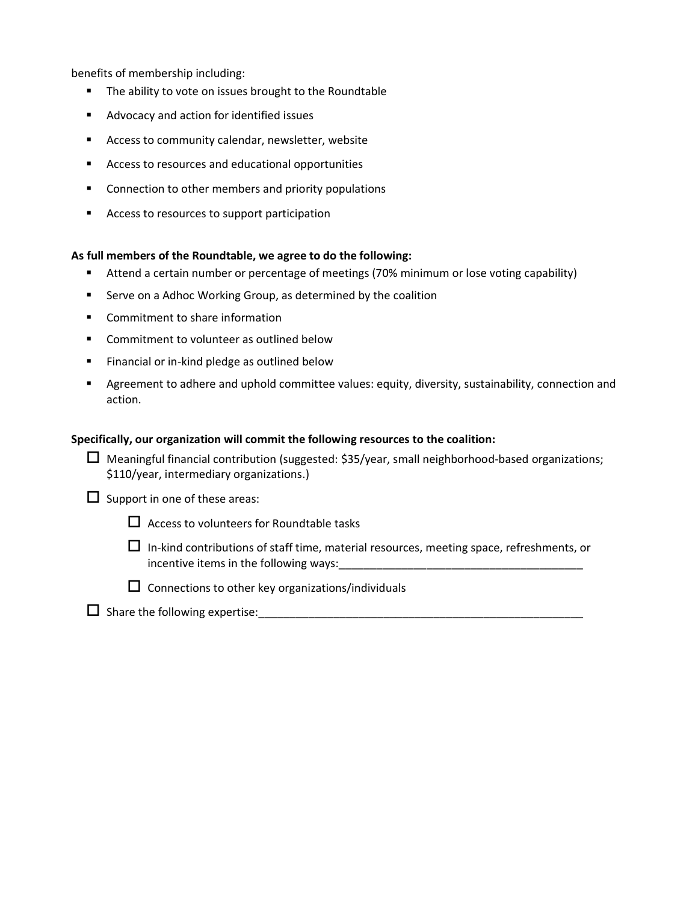benefits of membership including:

- The ability to vote on issues brought to the Roundtable
- Advocacy and action for identified issues
- Access to community calendar, newsletter, website
- Access to resources and educational opportunities
- Connection to other members and priority populations
- Access to resources to support participation

**As full members of the Roundtable, we agree to do the following:**

- Attend a certain number or percentage of meetings (70% minimum or lose voting capability)
- Serve on a Adhoc Working Group, as determined by the coalition
- Commitment to share information
- Commitment to volunteer as outlined below
- Financial or in-kind pledge as outlined below
- Agreement to adhere and uphold committee values: equity, diversity, sustainability, connection and action.

**Specifically, our organization will commit the following resources to the coalition:**

- ☐ Meaningful financial contribution (suggested: $35/year, small neighborhood-based organizations; $110/year, intermediary organizations.)
- ☐ Support in one of these areas:
  - ☐ Access to volunteers for Roundtable tasks
  - ☐ In-kind contributions of staff time, material resources, meeting space, refreshments, or incentive items in the following ways:_______________________________________
  - ☐ Connections to other key organizations/individuals
- ☐ Share the following expertise:_____________________________________________________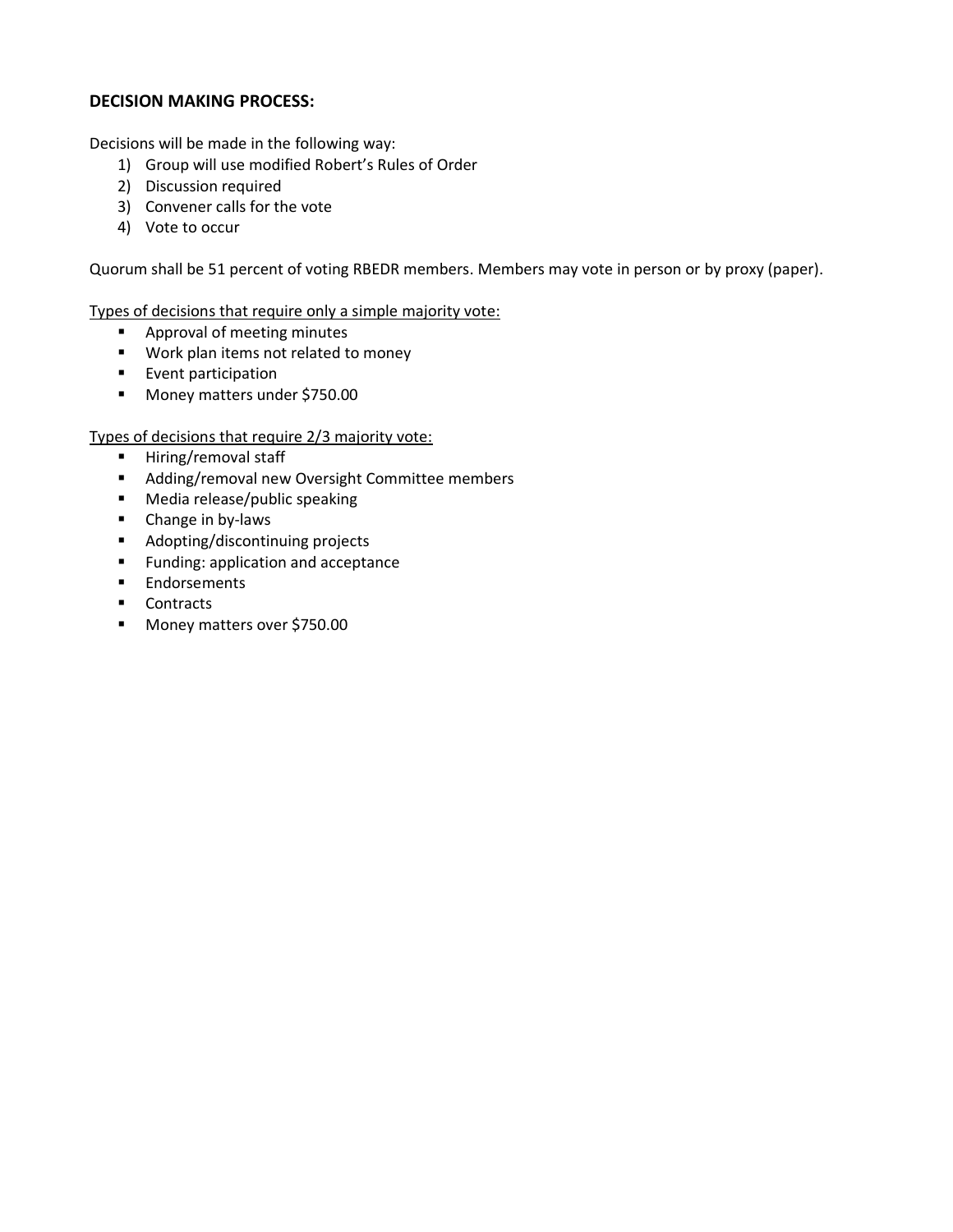### **DECISION MAKING PROCESS:**

Decisions will be made in the following way:

1) Group will use modified Robert's Rules of Order
2) Discussion required
3) Convener calls for the vote
4) Vote to occur

Quorum shall be 51 percent of voting RBEDR members. Members may vote in person or by proxy (paper).

<u>Types of decisions that require only a simple majority vote:</u>

- Approval of meeting minutes
- Work plan items not related to money
- Event participation
- Money matters under $750.00

<u>Types of decisions that require 2/3 majority vote:</u>

- Hiring/removal staff
- Adding/removal new Oversight Committee members
- Media release/public speaking
- Change in by-laws
- Adopting/discontinuing projects
- Funding: application and acceptance
- Endorsements
- Contracts
- Money matters over $750.00